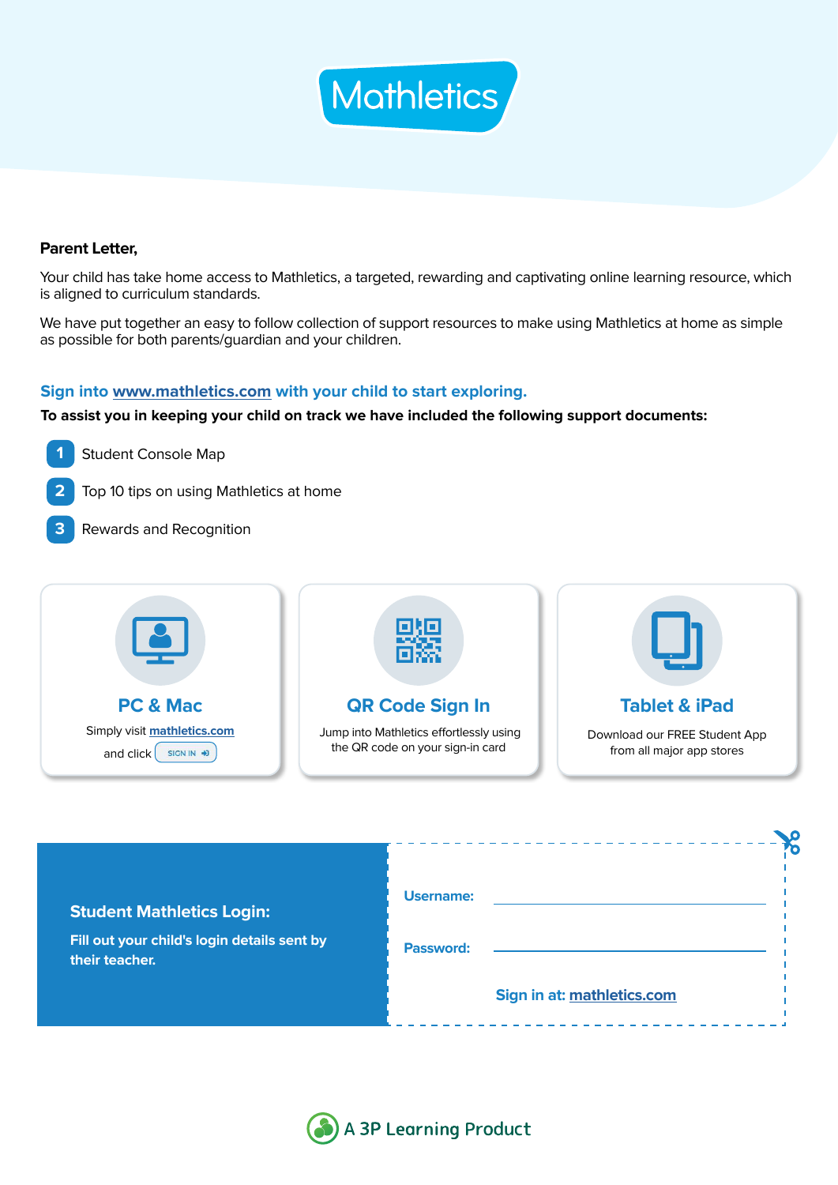# Mathletics

**Parent Letter,**

Your child has take home access to Mathletics, a targeted, rewarding and captivating online learning resource, which is aligned to curriculum standards.

We have put together an easy to follow collection of support resources to make using Mathletics at home as simple as possible for both parents/guardian and your children.

## Sign into www.mathletics.com with your child to start exploring.

**To assist you in keeping your child on track we have included the following support documents:**

1. Student Console Map
2. Top 10 tips on using Mathletics at home
3. Rewards and Recognition

### PC & Mac

Simply visit mathletics.com and click SIGN IN

### QR Code Sign In

Jump into Mathletics effortlessly using the QR code on your sign-in card

### Tablet & iPad

Download our FREE Student App from all major app stores

**Student Mathletics Login:**

**Fill out your child's login details sent by their teacher.**

**Username:** ______________________

**Password:** ______________________

**Sign in at: mathletics.com**

A 3P Learning Product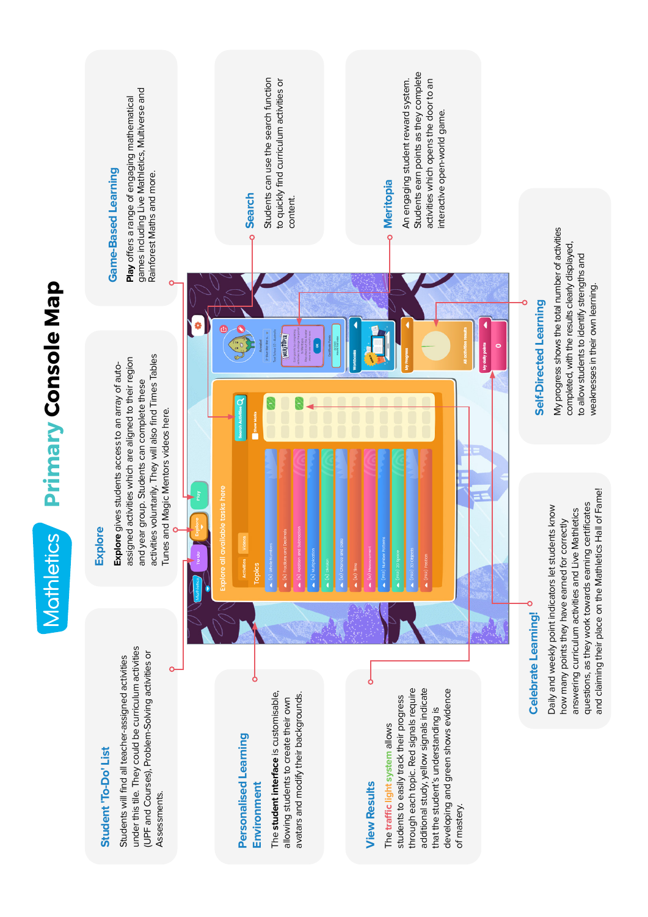# Mathletics Primary Console Map

## Student 'To-Do' List

Students will find all teacher-assigned activities under this tile. They could be curriculum activities (UPF and Courses), Problem-Solving activities or Assessments.

## Explore

**Explore** gives students access to an array of auto-assigned activities which are aligned to their region and year group. Students can complete these activities voluntarily. They will also find Times Tables Tunes and Magic Mentors videos here.

## Game-Based Learning

**Play** offers a range of engaging mathematical games including Live Mathletics, Multiverse and Rainforest Maths and more.

## Personalised Learning Environment

The **student interface** is customisable, allowing students to create their own avatars and modify their backgrounds.

## Search

Students can use the search function to quickly find curriculum activities or content.

## Meritopia

An engaging student reward system. Students earn points as they complete activities which opens the door to an interactive open-world game.

## View Results

The traffic light system allows students to easily track their progress through each topic. Red signals require additional study, yellow signals indicate that the student's understanding is developing and green shows evidence of mastery.

## Celebrate Learning!

Daily and weekly point indicators let students know how many points they have earned for correctly answering curriculum activities and Live Mathletics questions, as they work towards earning certificates and claiming their place on the Mathletics Hall of Fame!

## Self-Directed Learning

My progress shows the total number of activities completed, with the results clearly displayed, to allow students to identify strengths and weaknesses in their own learning.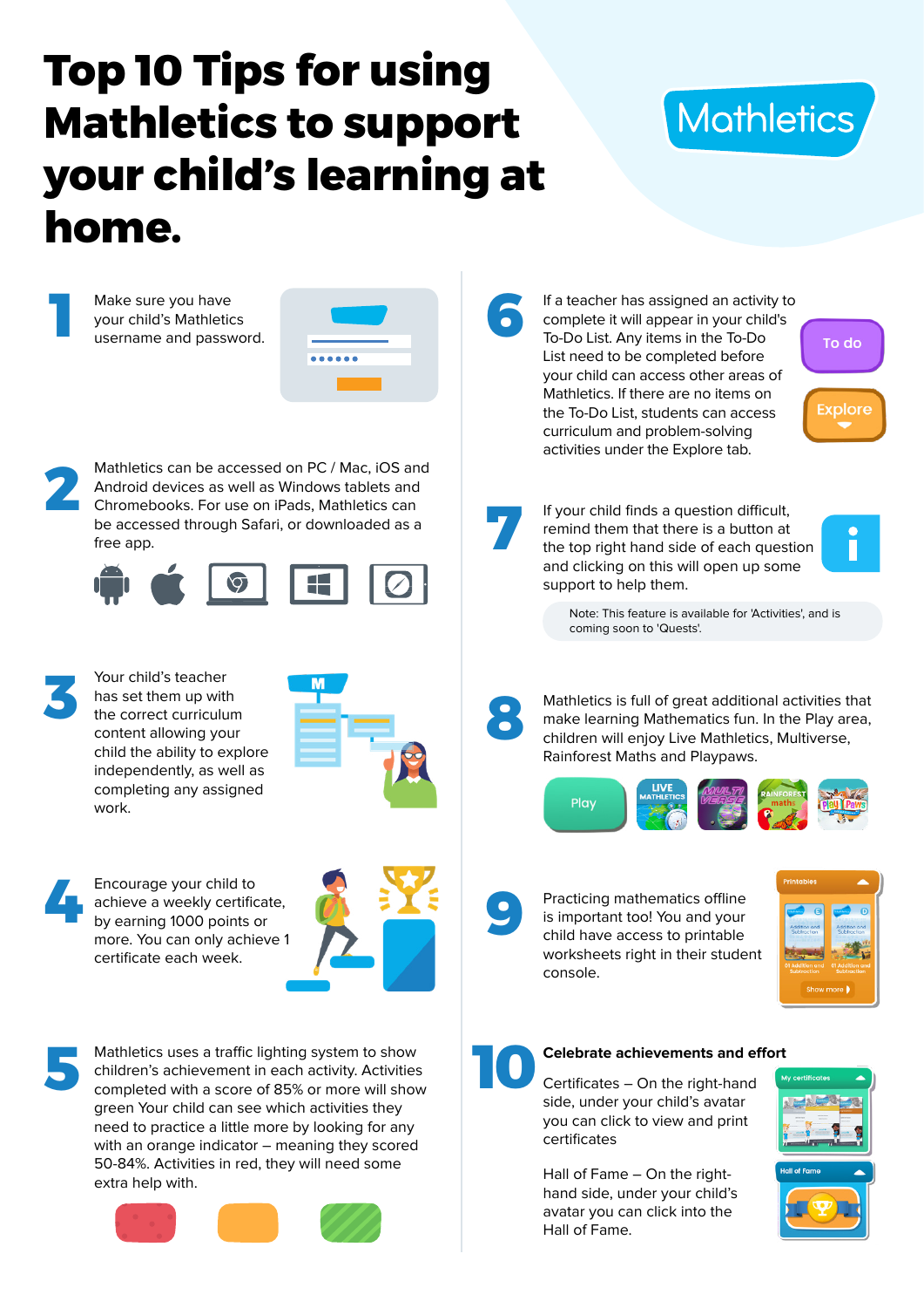# Top 10 Tips for using Mathletics to support your child's learning at home.

Mathletics

**1** Make sure you have your child's Mathletics username and password.

**2** Mathletics can be accessed on PC / Mac, iOS and Android devices as well as Windows tablets and Chromebooks. For use on iPads, Mathletics can be accessed through Safari, or downloaded as a free app.

**3** Your child's teacher has set them up with the correct curriculum content allowing your child the ability to explore independently, as well as completing any assigned work.

**4** Encourage your child to achieve a weekly certificate, by earning 1000 points or more. You can only achieve 1 certificate each week.

**5** Mathletics uses a traffic lighting system to show children's achievement in each activity. Activities completed with a score of 85% or more will show green Your child can see which activities they need to practice a little more by looking for any with an orange indicator – meaning they scored 50-84%. Activities in red, they will need some extra help with.

**6** If a teacher has assigned an activity to complete it will appear in your child's To-Do List. Any items in the To-Do List need to be completed before your child can access other areas of Mathletics. If there are no items on the To-Do List, students can access curriculum and problem-solving activities under the Explore tab.

To do

Explore

**7** If your child finds a question difficult, remind them that there is a button at the top right hand side of each question and clicking on this will open up some support to help them.

Note: This feature is available for 'Activities', and is coming soon to 'Quests'.

**8** Mathletics is full of great additional activities that make learning Mathematics fun. In the Play area, children will enjoy Live Mathletics, Multiverse, Rainforest Maths and Playpaws.

Play

**9** Practicing mathematics offline is important too! You and your child have access to printable worksheets right in their student console.

**10** **Celebrate achievements and effort**

Certificates – On the right-hand side, under your child's avatar you can click to view and print certificates

Hall of Fame – On the right-hand side, under your child's avatar you can click into the Hall of Fame.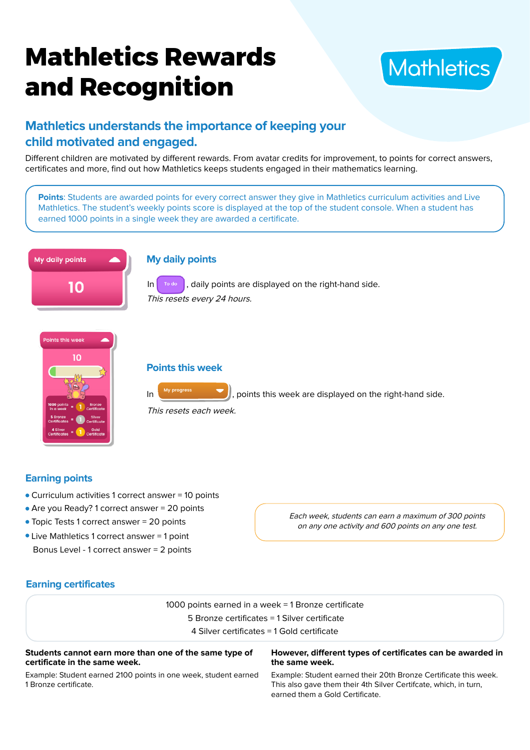# Mathletics Rewards and Recognition

Mathletics

## Mathletics understands the importance of keeping your child motivated and engaged.

Different children are motivated by different rewards. From avatar credits for improvement, to points for correct answers, certificates and more, find out how Mathletics keeps students engaged in their mathematics learning.

**Points**: Students are awarded points for every correct answer they give in Mathletics curriculum activities and Live Mathletics. The student's weekly points score is displayed at the top of the student console. When a student has earned 1000 points in a single week they are awarded a certificate.

My daily points

10

### My daily points

In To do, daily points are displayed on the right-hand side.

*This resets every 24 hours.*

Points this week

10

1000 points in a week = 1 Bronze Certificate

5 Bronze Certificates = 1 Silver Certificate

4 Silver Certificates = 1 Gold Certificate

### Points this week

In My progress, points this week are displayed on the right-hand side.

*This resets each week.*

### Earning points

- Curriculum activities 1 correct answer = 10 points
- Are you Ready? 1 correct answer = 20 points
- Topic Tests 1 correct answer = 20 points
- Live Mathletics 1 correct answer = 1 point

  Bonus Level - 1 correct answer = 2 points

*Each week, students can earn a maximum of 300 points on any one activity and 600 points on any one test.*

### Earning certificates

1000 points earned in a week = 1 Bronze certificate

5 Bronze certificates = 1 Silver certificate

4 Silver certificates = 1 Gold certificate

**Students cannot earn more than one of the same type of certificate in the same week.**

Example: Student earned 2100 points in one week, student earned 1 Bronze certificate.

**However, different types of certificates can be awarded in the same week.**

Example: Student earned their 20th Bronze Certificate this week. This also gave them their 4th Silver Certifcate, which, in turn, earned them a Gold Certificate.